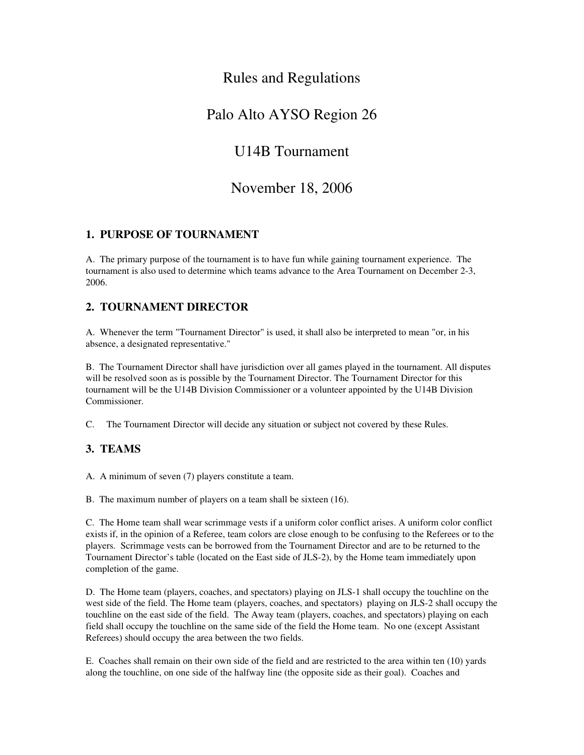# Rules and Regulations

# Palo Alto AYSO Region 26

# U14B Tournament

# November 18, 2006

## 1. PURPOSE OF TOURNAMENT

A. The primary purpose of the tournament is to have fun while gaining tournament experience. The tournament is also used to determine which teams advance to the Area Tournament on December 2-3, 2006.

## 2. TOURNAMENT DIRECTOR

A. Whenever the term "Tournament Director" is used, it shall also be interpreted to mean "or, in his absence, a designated representative."

B. The Tournament Director shall have jurisdiction over all games played in the tournament. All disputes will be resolved soon as is possible by the Tournament Director. The Tournament Director for this tournament will be the U14B Division Commissioner or a volunteer appointed by the U14B Division Commissioner.

C. The Tournament Director will decide any situation or subject not covered by these Rules.

## 3. TEAMS

A. A minimum of seven (7) players constitute a team.

B. The maximum number of players on a team shall be sixteen (16).

C. The Home team shall wear scrimmage vests if a uniform color conflict arises. A uniform color conflict exists if, in the opinion of a Referee, team colors are close enough to be confusing to the Referees or to the players. Scrimmage vests can be borrowed from the Tournament Director and are to be returned to the Tournament Director's table (located on the East side of JLS-2), by the Home team immediately upon completion of the game.

D. The Home team (players, coaches, and spectators) playing on JLS-1 shall occupy the touchline on the west side of the field. The Home team (players, coaches, and spectators) playing on JLS-2 shall occupy the touchline on the east side of the field. The Away team (players, coaches, and spectators) playing on each field shall occupy the touchline on the same side of the field the Home team. No one (except Assistant Referees) should occupy the area between the two fields.

E. Coaches shall remain on their own side of the field and are restricted to the area within ten (10) yards along the touchline, on one side of the halfway line (the opposite side as their goal). Coaches and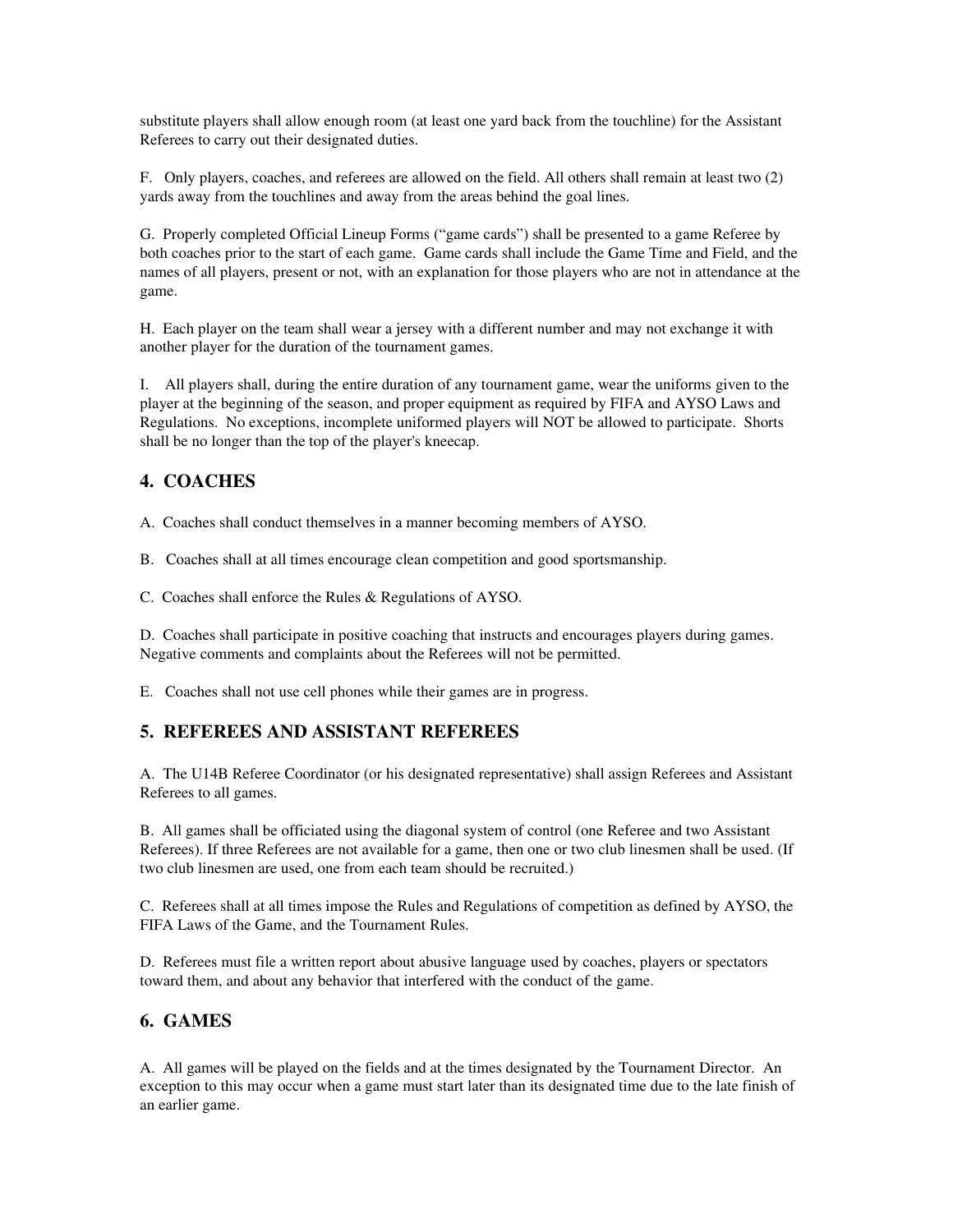substitute players shall allow enough room (at least one yard back from the touchline) for the Assistant Referees to carry out their designated duties.

F. Only players, coaches, and referees are allowed on the field. All others shall remain at least two (2) yards away from the touchlines and away from the areas behind the goal lines.

G. Properly completed Official Lineup Forms ("game cards") shall be presented to a game Referee by both coaches prior to the start of each game. Game cards shall include the Game Time and Field, and the names of all players, present or not, with an explanation for those players who are not in attendance at the game.

H. Each player on the team shall wear a jersey with a different number and may not exchange it with another player for the duration of the tournament games.

I. All players shall, during the entire duration of any tournament game, wear the uniforms given to the player at the beginning of the season, and proper equipment as required by FIFA and AYSO Laws and Regulations. No exceptions, incomplete uniformed players will NOT be allowed to participate. Shorts shall be no longer than the top of the player's kneecap.

## 4. COACHES

A. Coaches shall conduct themselves in a manner becoming members of AYSO.

B. Coaches shall at all times encourage clean competition and good sportsmanship.

C. Coaches shall enforce the Rules & Regulations of AYSO.

D. Coaches shall participate in positive coaching that instructs and encourages players during games. Negative comments and complaints about the Referees will not be permitted.

E. Coaches shall not use cell phones while their games are in progress.

## 5. REFEREES AND ASSISTANT REFEREES

A. The U14B Referee Coordinator (or his designated representative) shall assign Referees and Assistant Referees to all games.

B. All games shall be officiated using the diagonal system of control (one Referee and two Assistant Referees). If three Referees are not available for a game, then one or two club linesmen shall be used. (If two club linesmen are used, one from each team should be recruited.)

C. Referees shall at all times impose the Rules and Regulations of competition as defined by AYSO, the FIFA Laws of the Game, and the Tournament Rules.

D. Referees must file a written report about abusive language used by coaches, players or spectators toward them, and about any behavior that interfered with the conduct of the game.

## 6. GAMES

A. All games will be played on the fields and at the times designated by the Tournament Director. An exception to this may occur when a game must start later than its designated time due to the late finish of an earlier game.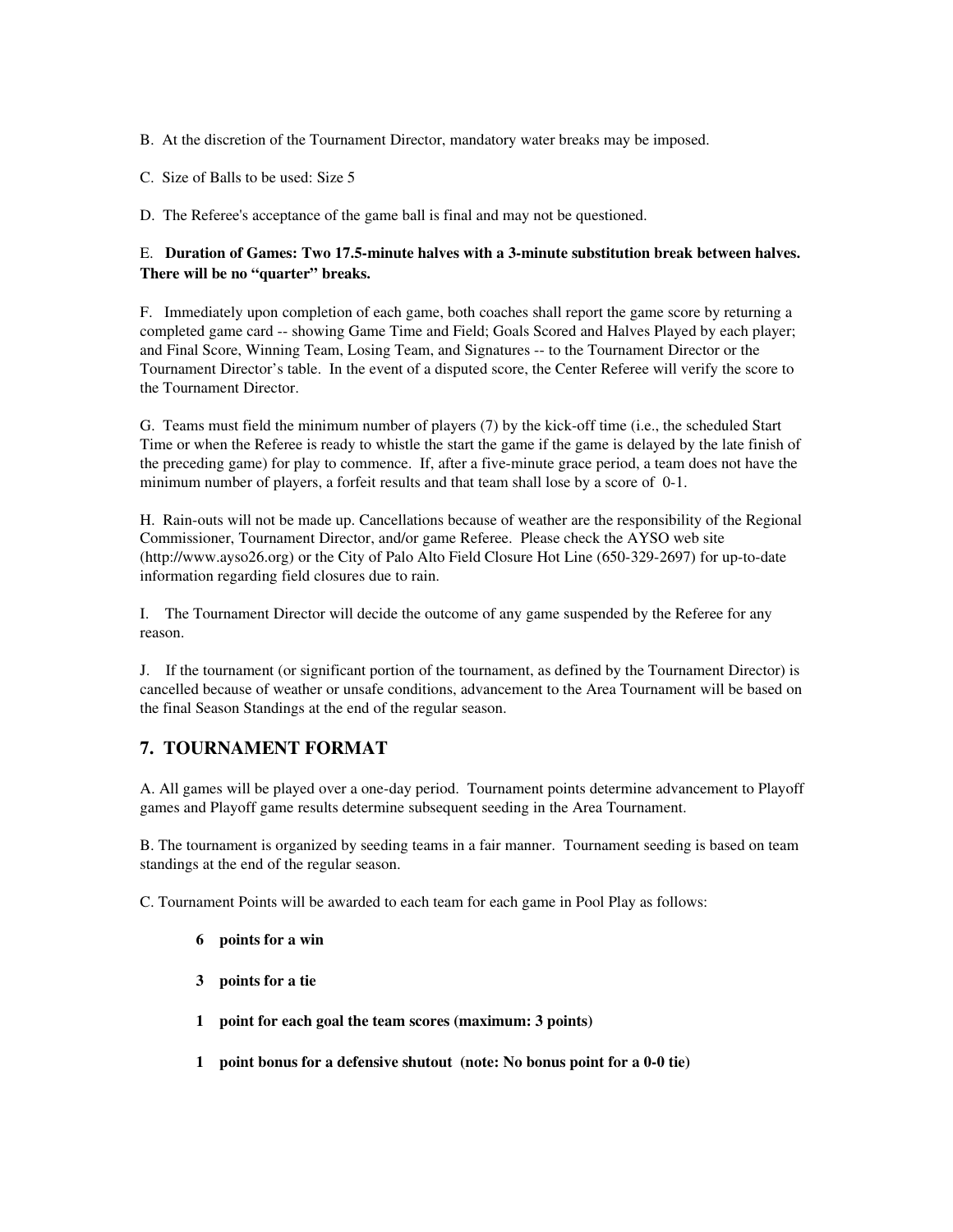B. At the discretion of the Tournament Director, mandatory water breaks may be imposed.

C. Size of Balls to be used: Size 5

D. The Referee's acceptance of the game ball is final and may not be questioned.

E. **Duration of Games: Two 17.5-minute halves with a 3-minute substitution break between halves. There will be no "quarter" breaks.**

F. Immediately upon completion of each game, both coaches shall report the game score by returning a completed game card -- showing Game Time and Field; Goals Scored and Halves Played by each player; and Final Score, Winning Team, Losing Team, and Signatures -- to the Tournament Director or the Tournament Director's table. In the event of a disputed score, the Center Referee will verify the score to the Tournament Director.

G. Teams must field the minimum number of players (7) by the kick-off time (i.e., the scheduled Start Time or when the Referee is ready to whistle the start the game if the game is delayed by the late finish of the preceding game) for play to commence. If, after a five-minute grace period, a team does not have the minimum number of players, a forfeit results and that team shall lose by a score of 0-1.

H. Rain-outs will not be made up. Cancellations because of weather are the responsibility of the Regional Commissioner, Tournament Director, and/or game Referee. Please check the AYSO web site (http://www.ayso26.org) or the City of Palo Alto Field Closure Hot Line (650-329-2697) for up-to-date information regarding field closures due to rain.

I. The Tournament Director will decide the outcome of any game suspended by the Referee for any reason.

J. If the tournament (or significant portion of the tournament, as defined by the Tournament Director) is cancelled because of weather or unsafe conditions, advancement to the Area Tournament will be based on the final Season Standings at the end of the regular season.

## 7. TOURNAMENT FORMAT

A. All games will be played over a one-day period. Tournament points determine advancement to Playoff games and Playoff game results determine subsequent seeding in the Area Tournament.

B. The tournament is organized by seeding teams in a fair manner. Tournament seeding is based on team standings at the end of the regular season.

C. Tournament Points will be awarded to each team for each game in Pool Play as follows:

- **6 points for a win**
- **3 points for a tie**
- **1 point for each goal the team scores (maximum: 3 points)**
- **1 point bonus for a defensive shutout (note: No bonus point for a 0-0 tie)**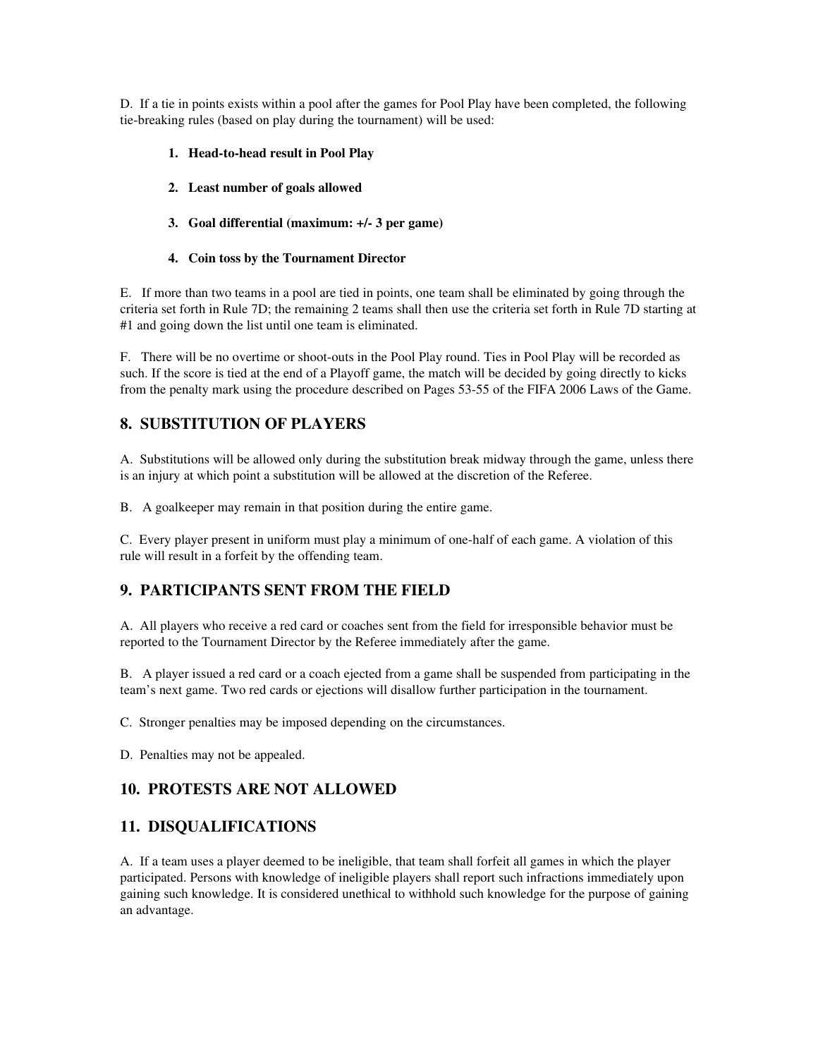D. If a tie in points exists within a pool after the games for Pool Play have been completed, the following tie-breaking rules (based on play during the tournament) will be used:

1. **Head-to-head result in Pool Play**
2. **Least number of goals allowed**
3. **Goal differential (maximum: +/- 3 per game)**
4. **Coin toss by the Tournament Director**

E. If more than two teams in a pool are tied in points, one team shall be eliminated by going through the criteria set forth in Rule 7D; the remaining 2 teams shall then use the criteria set forth in Rule 7D starting at #1 and going down the list until one team is eliminated.

F. There will be no overtime or shoot-outs in the Pool Play round. Ties in Pool Play will be recorded as such. If the score is tied at the end of a Playoff game, the match will be decided by going directly to kicks from the penalty mark using the procedure described on Pages 53-55 of the FIFA 2006 Laws of the Game.

## 8. SUBSTITUTION OF PLAYERS

A. Substitutions will be allowed only during the substitution break midway through the game, unless there is an injury at which point a substitution will be allowed at the discretion of the Referee.

B. A goalkeeper may remain in that position during the entire game.

C. Every player present in uniform must play a minimum of one-half of each game. A violation of this rule will result in a forfeit by the offending team.

## 9. PARTICIPANTS SENT FROM THE FIELD

A. All players who receive a red card or coaches sent from the field for irresponsible behavior must be reported to the Tournament Director by the Referee immediately after the game.

B. A player issued a red card or a coach ejected from a game shall be suspended from participating in the team's next game. Two red cards or ejections will disallow further participation in the tournament.

C. Stronger penalties may be imposed depending on the circumstances.

D. Penalties may not be appealed.

## 10. PROTESTS ARE NOT ALLOWED

## 11. DISQUALIFICATIONS

A. If a team uses a player deemed to be ineligible, that team shall forfeit all games in which the player participated. Persons with knowledge of ineligible players shall report such infractions immediately upon gaining such knowledge. It is considered unethical to withhold such knowledge for the purpose of gaining an advantage.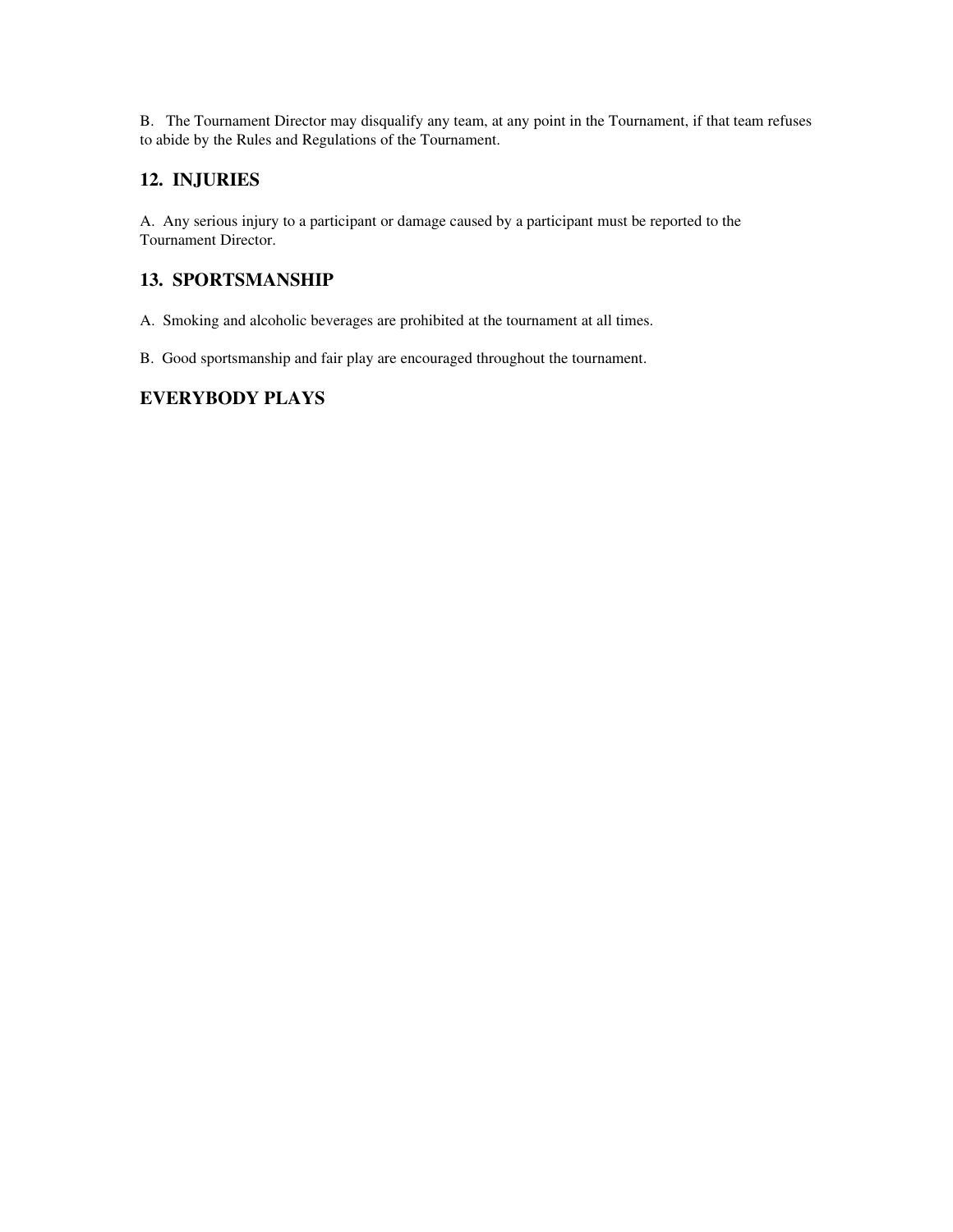B. The Tournament Director may disqualify any team, at any point in the Tournament, if that team refuses to abide by the Rules and Regulations of the Tournament.

## 12. INJURIES

A. Any serious injury to a participant or damage caused by a participant must be reported to the Tournament Director.

## 13. SPORTSMANSHIP

A. Smoking and alcoholic beverages are prohibited at the tournament at all times.

B. Good sportsmanship and fair play are encouraged throughout the tournament.

## EVERYBODY PLAYS